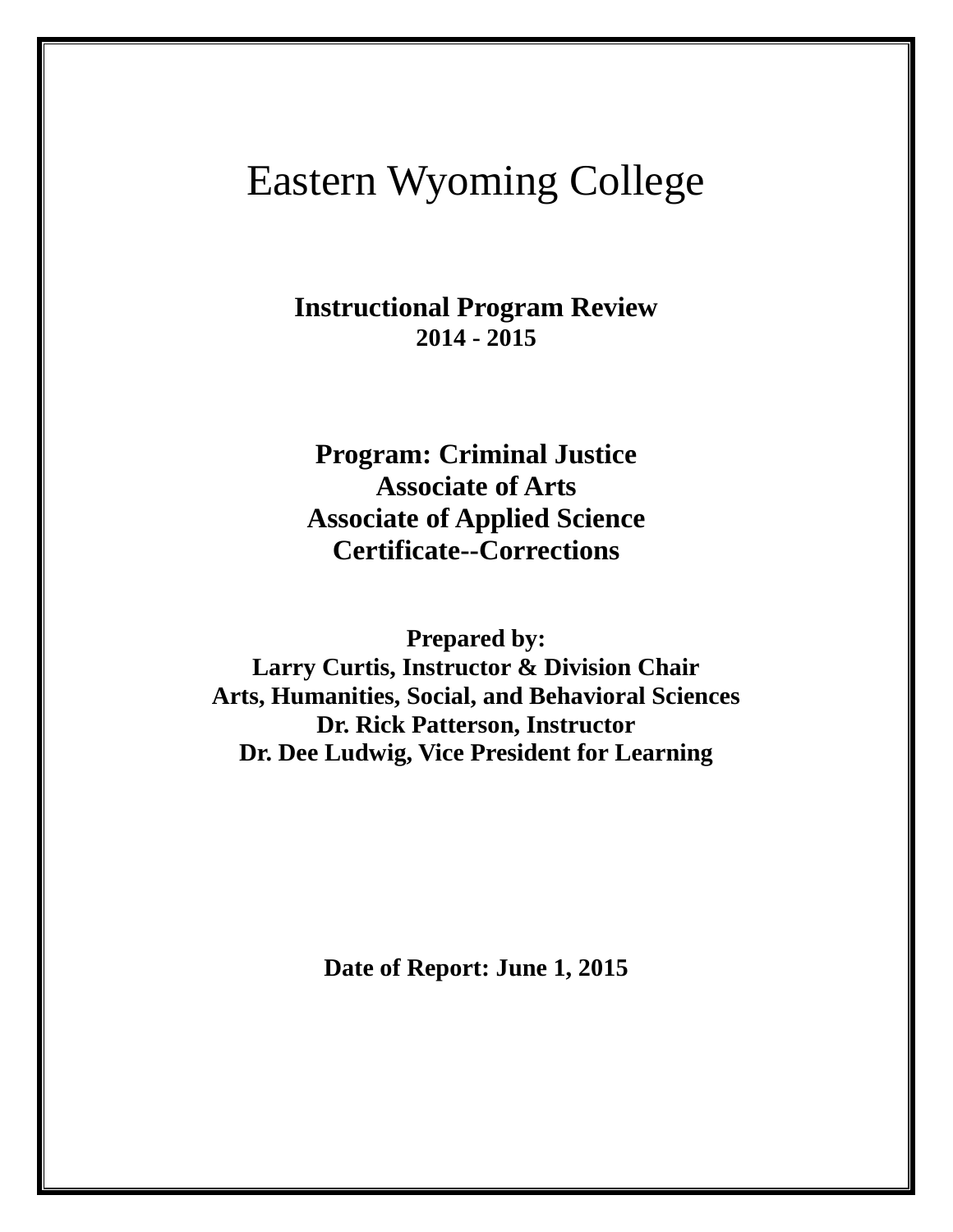# Eastern Wyoming College

## Instructional Program Review
**2014 - 2015**

## Program: Criminal Justice
## Associate of Arts
## Associate of Applied Science
## Certificate--Corrections

**Prepared by:**
**Larry Curtis, Instructor & Division Chair**
**Arts, Humanities, Social, and Behavioral Sciences**
**Dr. Rick Patterson, Instructor**
**Dr. Dee Ludwig, Vice President for Learning**

**Date of Report: June 1, 2015**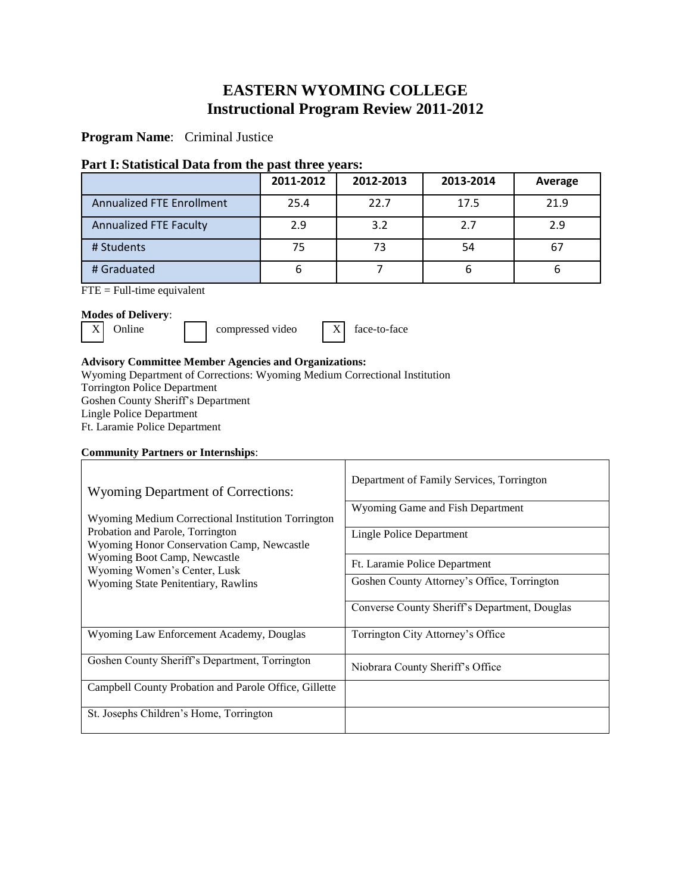# EASTERN WYOMING COLLEGE
# Instructional Program Review 2011-2012

**Program Name**: Criminal Justice

## Part I: Statistical Data from the past three years:

| | 2011-2012 | 2012-2013 | 2013-2014 | Average |
|---|---|---|---|---|
| Annualized FTE Enrollment | 25.4 | 22.7 | 17.5 | 21.9 |
| Annualized FTE Faculty | 2.9 | 3.2 | 2.7 | 2.9 |
| # Students | 75 | 73 | 54 | 67 |
| # Graduated | 6 | 7 | 6 | 6 |

FTE = Full-time equivalent

**Modes of Delivery**:

[X] Online [ ] compressed video [X] face-to-face

**Advisory Committee Member Agencies and Organizations:**

Wyoming Department of Corrections: Wyoming Medium Correctional Institution
Torrington Police Department
Goshen County Sheriff's Department
Lingle Police Department
Ft. Laramie Police Department

**Community Partners or Internships**:

| | |
|---|---|
| Wyoming Department of Corrections:<br><br>Wyoming Medium Correctional Institution Torrington<br>Probation and Parole, Torrington<br>Wyoming Honor Conservation Camp, Newcastle<br>Wyoming Boot Camp, Newcastle<br>Wyoming Women's Center, Lusk<br>Wyoming State Penitentiary, Rawlins | Department of Family Services, Torrington<br>Wyoming Game and Fish Department<br>Lingle Police Department<br>Ft. Laramie Police Department<br>Goshen County Attorney's Office, Torrington<br>Converse County Sheriff's Department, Douglas |
| Wyoming Law Enforcement Academy, Douglas | Torrington City Attorney's Office |
| Goshen County Sheriff's Department, Torrington | Niobrara County Sheriff's Office |
| Campbell County Probation and Parole Office, Gillette | |
| St. Josephs Children's Home, Torrington | |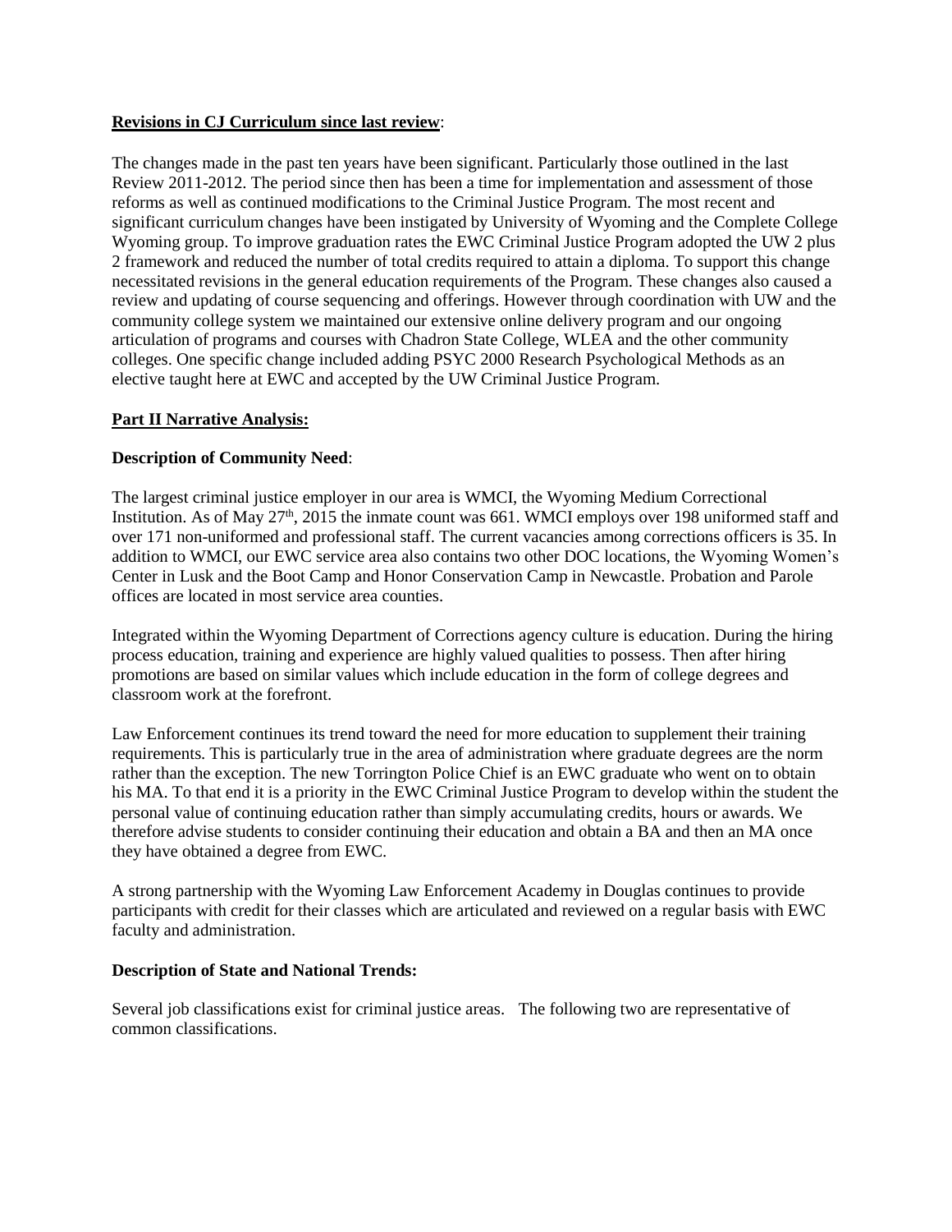**Revisions in CJ Curriculum since last review**:

The changes made in the past ten years have been significant. Particularly those outlined in the last Review 2011-2012. The period since then has been a time for implementation and assessment of those reforms as well as continued modifications to the Criminal Justice Program. The most recent and significant curriculum changes have been instigated by University of Wyoming and the Complete College Wyoming group. To improve graduation rates the EWC Criminal Justice Program adopted the UW 2 plus 2 framework and reduced the number of total credits required to attain a diploma. To support this change necessitated revisions in the general education requirements of the Program. These changes also caused a review and updating of course sequencing and offerings. However through coordination with UW and the community college system we maintained our extensive online delivery program and our ongoing articulation of programs and courses with Chadron State College, WLEA and the other community colleges. One specific change included adding PSYC 2000 Research Psychological Methods as an elective taught here at EWC and accepted by the UW Criminal Justice Program.

**Part II Narrative Analysis:**

**Description of Community Need**:

The largest criminal justice employer in our area is WMCI, the Wyoming Medium Correctional Institution. As of May 27th, 2015 the inmate count was 661. WMCI employs over 198 uniformed staff and over 171 non-uniformed and professional staff. The current vacancies among corrections officers is 35. In addition to WMCI, our EWC service area also contains two other DOC locations, the Wyoming Women's Center in Lusk and the Boot Camp and Honor Conservation Camp in Newcastle. Probation and Parole offices are located in most service area counties.

Integrated within the Wyoming Department of Corrections agency culture is education. During the hiring process education, training and experience are highly valued qualities to possess. Then after hiring promotions are based on similar values which include education in the form of college degrees and classroom work at the forefront.

Law Enforcement continues its trend toward the need for more education to supplement their training requirements. This is particularly true in the area of administration where graduate degrees are the norm rather than the exception. The new Torrington Police Chief is an EWC graduate who went on to obtain his MA. To that end it is a priority in the EWC Criminal Justice Program to develop within the student the personal value of continuing education rather than simply accumulating credits, hours or awards. We therefore advise students to consider continuing their education and obtain a BA and then an MA once they have obtained a degree from EWC.

A strong partnership with the Wyoming Law Enforcement Academy in Douglas continues to provide participants with credit for their classes which are articulated and reviewed on a regular basis with EWC faculty and administration.

**Description of State and National Trends:**

Several job classifications exist for criminal justice areas. The following two are representative of common classifications.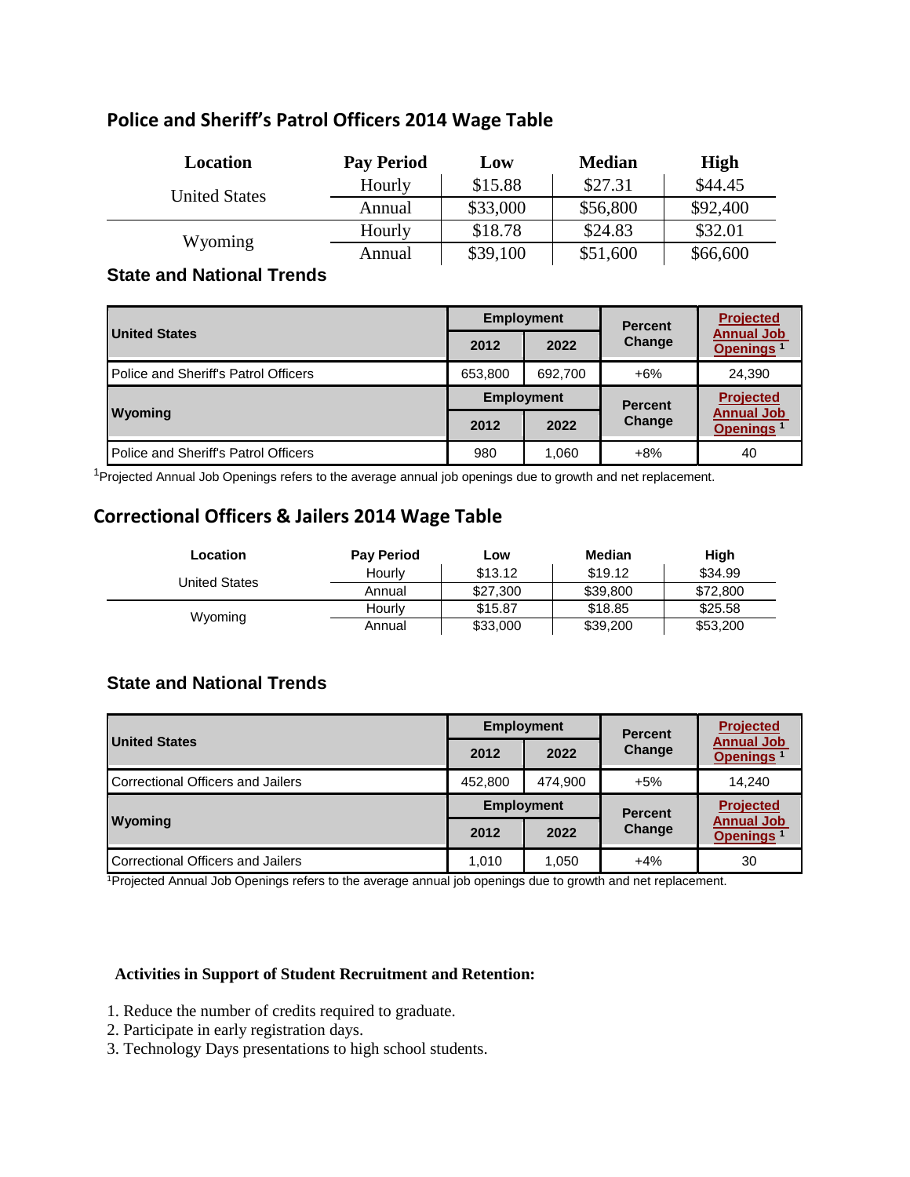## Police and Sheriff's Patrol Officers 2014 Wage Table

| Location | Pay Period | Low | Median | High |
|---|---|---|---|---|
| United States | Hourly | $15.88 | $27.31 | $44.45 |
| | Annual | $33,000 | $56,800 | $92,400 |
| Wyoming | Hourly | $18.78 | $24.83 | $32.01 |
| | Annual | $39,100 | $51,600 | $66,600 |

### State and National Trends

| United States | Employment | | Percent Change | Projected Annual Job Openings [1] |
|---|---|---|---|---|
| | 2012 | 2022 | | |
| Police and Sheriff's Patrol Officers | 653,800 | 692,700 | +6% | 24,390 |
| **Wyoming** | **Employment** | | **Percent Change** | **Projected Annual Job Openings [1]** |
| | **2012** | **2022** | | |
| Police and Sheriff's Patrol Officers | 980 | 1,060 | +8% | 40 |

[1]Projected Annual Job Openings refers to the average annual job openings due to growth and net replacement.

## Correctional Officers & Jailers 2014 Wage Table

| Location | Pay Period | Low | Median | High |
|---|---|---|---|---|
| United States | Hourly | $13.12 | $19.12 | $34.99 |
| | Annual | $27,300 | $39,800 | $72,800 |
| Wyoming | Hourly | $15.87 | $18.85 | $25.58 |
| | Annual | $33,000 | $39,200 | $53,200 |

### State and National Trends

| United States | Employment | | Percent Change | Projected Annual Job Openings [1] |
|---|---|---|---|---|
| | 2012 | 2022 | | |
| Correctional Officers and Jailers | 452,800 | 474,900 | +5% | 14,240 |
| **Wyoming** | **Employment** | | **Percent Change** | **Projected Annual Job Openings [1]** |
| | **2012** | **2022** | | |
| Correctional Officers and Jailers | 1,010 | 1,050 | +4% | 30 |

[1]Projected Annual Job Openings refers to the average annual job openings due to growth and net replacement.

**Activities in Support of Student Recruitment and Retention:**

1. Reduce the number of credits required to graduate.
2. Participate in early registration days.
3. Technology Days presentations to high school students.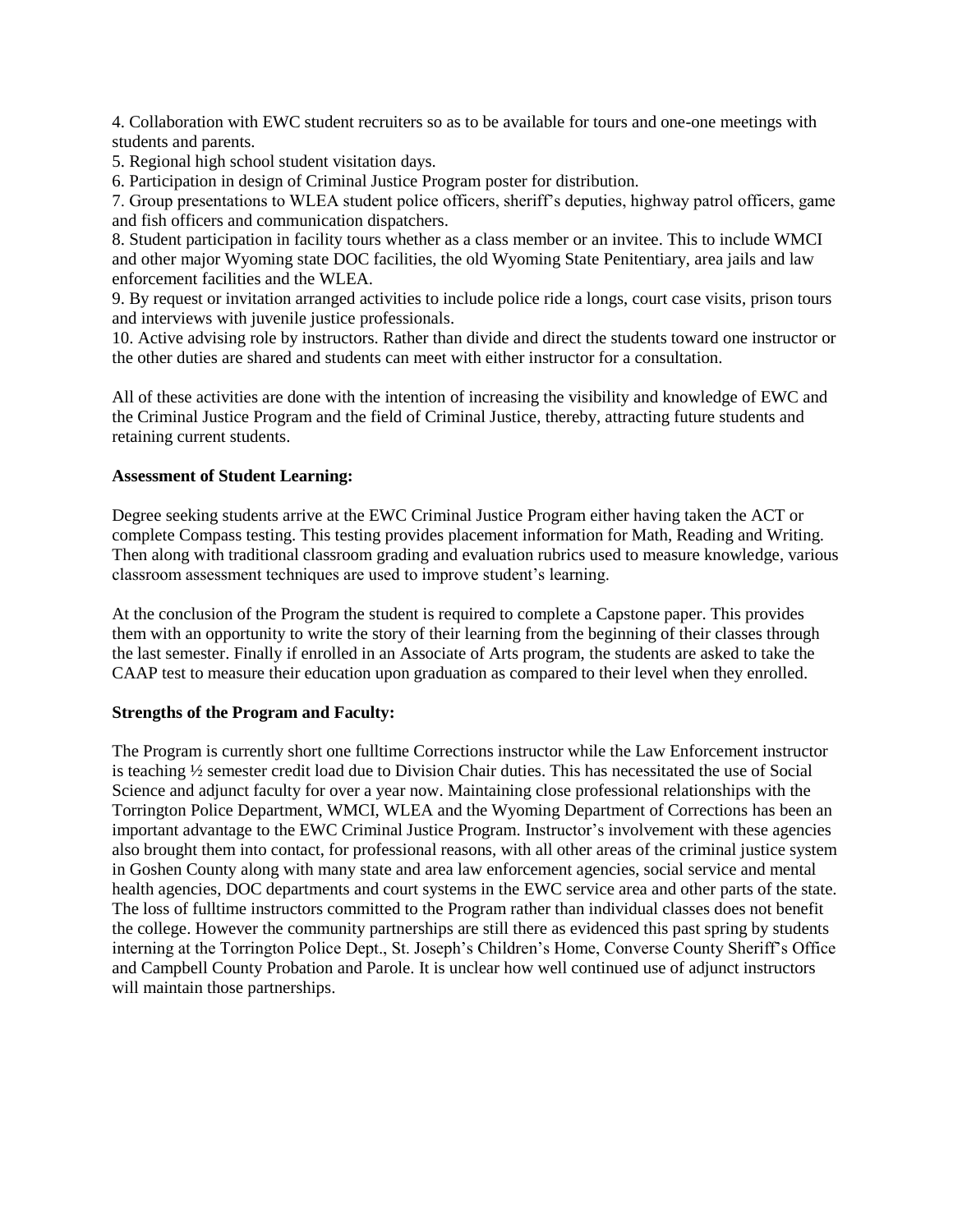4. Collaboration with EWC student recruiters so as to be available for tours and one-one meetings with students and parents.
5. Regional high school student visitation days.
6. Participation in design of Criminal Justice Program poster for distribution.
7. Group presentations to WLEA student police officers, sheriff's deputies, highway patrol officers, game and fish officers and communication dispatchers.
8. Student participation in facility tours whether as a class member or an invitee. This to include WMCI and other major Wyoming state DOC facilities, the old Wyoming State Penitentiary, area jails and law enforcement facilities and the WLEA.
9. By request or invitation arranged activities to include police ride a longs, court case visits, prison tours and interviews with juvenile justice professionals.
10. Active advising role by instructors. Rather than divide and direct the students toward one instructor or the other duties are shared and students can meet with either instructor for a consultation.

All of these activities are done with the intention of increasing the visibility and knowledge of EWC and the Criminal Justice Program and the field of Criminal Justice, thereby, attracting future students and retaining current students.

**Assessment of Student Learning:**

Degree seeking students arrive at the EWC Criminal Justice Program either having taken the ACT or complete Compass testing. This testing provides placement information for Math, Reading and Writing. Then along with traditional classroom grading and evaluation rubrics used to measure knowledge, various classroom assessment techniques are used to improve student's learning.

At the conclusion of the Program the student is required to complete a Capstone paper. This provides them with an opportunity to write the story of their learning from the beginning of their classes through the last semester. Finally if enrolled in an Associate of Arts program, the students are asked to take the CAAP test to measure their education upon graduation as compared to their level when they enrolled.

**Strengths of the Program and Faculty:**

The Program is currently short one fulltime Corrections instructor while the Law Enforcement instructor is teaching ½ semester credit load due to Division Chair duties. This has necessitated the use of Social Science and adjunct faculty for over a year now. Maintaining close professional relationships with the Torrington Police Department, WMCI, WLEA and the Wyoming Department of Corrections has been an important advantage to the EWC Criminal Justice Program. Instructor's involvement with these agencies also brought them into contact, for professional reasons, with all other areas of the criminal justice system in Goshen County along with many state and area law enforcement agencies, social service and mental health agencies, DOC departments and court systems in the EWC service area and other parts of the state. The loss of fulltime instructors committed to the Program rather than individual classes does not benefit the college. However the community partnerships are still there as evidenced this past spring by students interning at the Torrington Police Dept., St. Joseph's Children's Home, Converse County Sheriff's Office and Campbell County Probation and Parole. It is unclear how well continued use of adjunct instructors will maintain those partnerships.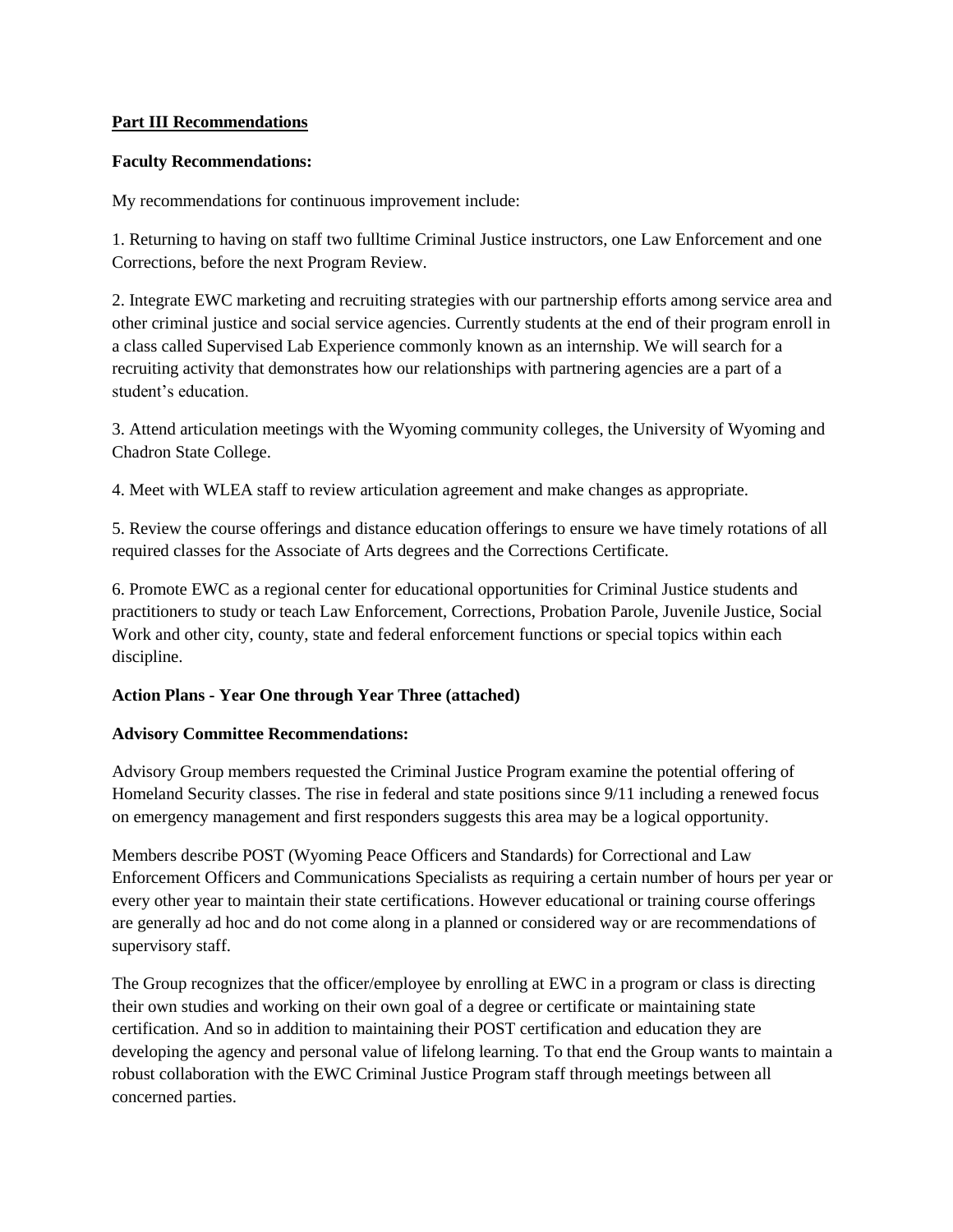**Part III Recommendations**

**Faculty Recommendations:**

My recommendations for continuous improvement include:

1. Returning to having on staff two fulltime Criminal Justice instructors, one Law Enforcement and one Corrections, before the next Program Review.

2. Integrate EWC marketing and recruiting strategies with our partnership efforts among service area and other criminal justice and social service agencies. Currently students at the end of their program enroll in a class called Supervised Lab Experience commonly known as an internship. We will search for a recruiting activity that demonstrates how our relationships with partnering agencies are a part of a student's education.

3. Attend articulation meetings with the Wyoming community colleges, the University of Wyoming and Chadron State College.

4. Meet with WLEA staff to review articulation agreement and make changes as appropriate.

5. Review the course offerings and distance education offerings to ensure we have timely rotations of all required classes for the Associate of Arts degrees and the Corrections Certificate.

6. Promote EWC as a regional center for educational opportunities for Criminal Justice students and practitioners to study or teach Law Enforcement, Corrections, Probation Parole, Juvenile Justice, Social Work and other city, county, state and federal enforcement functions or special topics within each discipline.

**Action Plans - Year One through Year Three (attached)**

**Advisory Committee Recommendations:**

Advisory Group members requested the Criminal Justice Program examine the potential offering of Homeland Security classes. The rise in federal and state positions since 9/11 including a renewed focus on emergency management and first responders suggests this area may be a logical opportunity.

Members describe POST (Wyoming Peace Officers and Standards) for Correctional and Law Enforcement Officers and Communications Specialists as requiring a certain number of hours per year or every other year to maintain their state certifications. However educational or training course offerings are generally ad hoc and do not come along in a planned or considered way or are recommendations of supervisory staff.

The Group recognizes that the officer/employee by enrolling at EWC in a program or class is directing their own studies and working on their own goal of a degree or certificate or maintaining state certification. And so in addition to maintaining their POST certification and education they are developing the agency and personal value of lifelong learning. To that end the Group wants to maintain a robust collaboration with the EWC Criminal Justice Program staff through meetings between all concerned parties.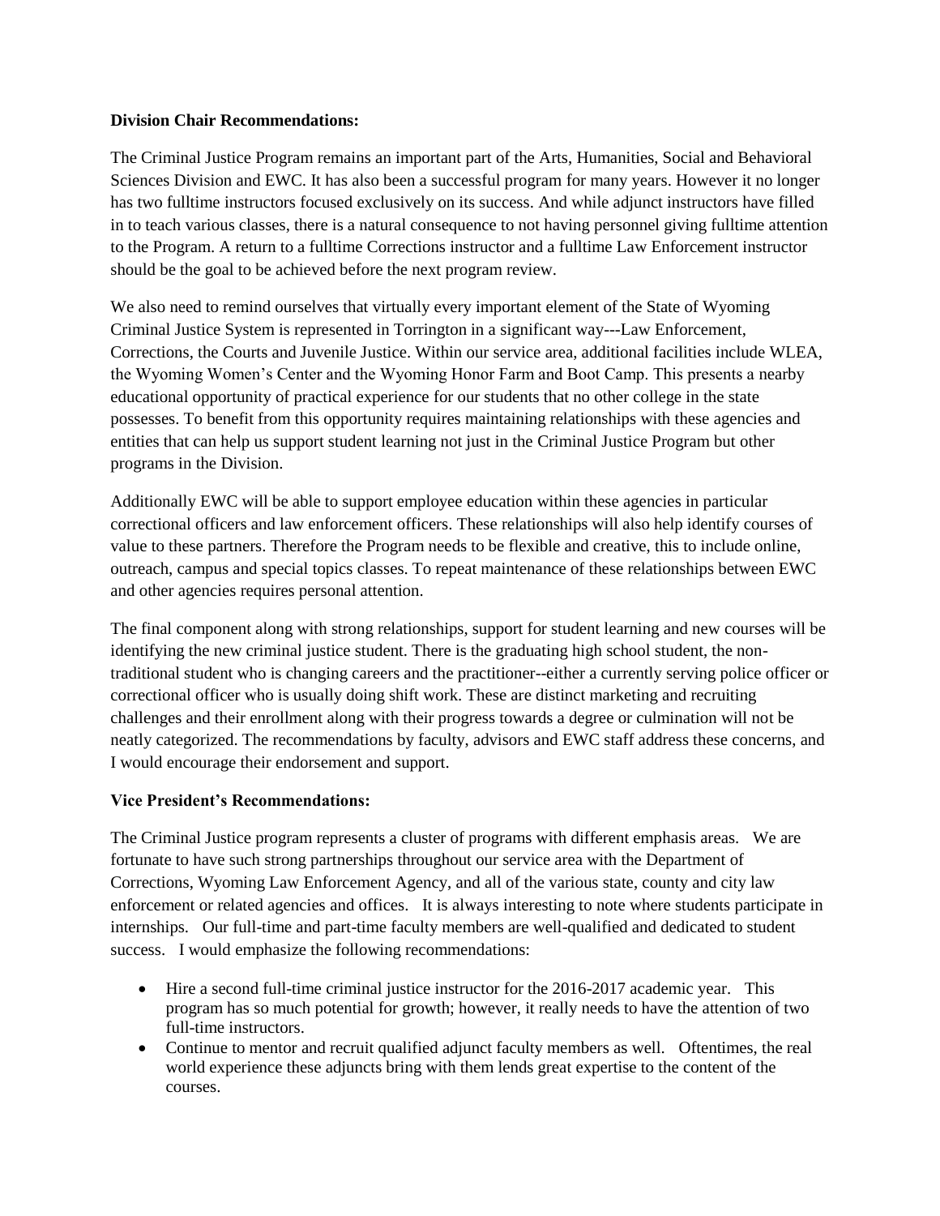**Division Chair Recommendations:**

The Criminal Justice Program remains an important part of the Arts, Humanities, Social and Behavioral Sciences Division and EWC. It has also been a successful program for many years. However it no longer has two fulltime instructors focused exclusively on its success. And while adjunct instructors have filled in to teach various classes, there is a natural consequence to not having personnel giving fulltime attention to the Program. A return to a fulltime Corrections instructor and a fulltime Law Enforcement instructor should be the goal to be achieved before the next program review.

We also need to remind ourselves that virtually every important element of the State of Wyoming Criminal Justice System is represented in Torrington in a significant way---Law Enforcement, Corrections, the Courts and Juvenile Justice. Within our service area, additional facilities include WLEA, the Wyoming Women's Center and the Wyoming Honor Farm and Boot Camp. This presents a nearby educational opportunity of practical experience for our students that no other college in the state possesses. To benefit from this opportunity requires maintaining relationships with these agencies and entities that can help us support student learning not just in the Criminal Justice Program but other programs in the Division.

Additionally EWC will be able to support employee education within these agencies in particular correctional officers and law enforcement officers. These relationships will also help identify courses of value to these partners. Therefore the Program needs to be flexible and creative, this to include online, outreach, campus and special topics classes. To repeat maintenance of these relationships between EWC and other agencies requires personal attention.

The final component along with strong relationships, support for student learning and new courses will be identifying the new criminal justice student. There is the graduating high school student, the non-traditional student who is changing careers and the practitioner--either a currently serving police officer or correctional officer who is usually doing shift work. These are distinct marketing and recruiting challenges and their enrollment along with their progress towards a degree or culmination will not be neatly categorized. The recommendations by faculty, advisors and EWC staff address these concerns, and I would encourage their endorsement and support.

**Vice President's Recommendations:**

The Criminal Justice program represents a cluster of programs with different emphasis areas. We are fortunate to have such strong partnerships throughout our service area with the Department of Corrections, Wyoming Law Enforcement Agency, and all of the various state, county and city law enforcement or related agencies and offices. It is always interesting to note where students participate in internships. Our full-time and part-time faculty members are well-qualified and dedicated to student success. I would emphasize the following recommendations:

- Hire a second full-time criminal justice instructor for the 2016-2017 academic year. This program has so much potential for growth; however, it really needs to have the attention of two full-time instructors.
- Continue to mentor and recruit qualified adjunct faculty members as well. Oftentimes, the real world experience these adjuncts bring with them lends great expertise to the content of the courses.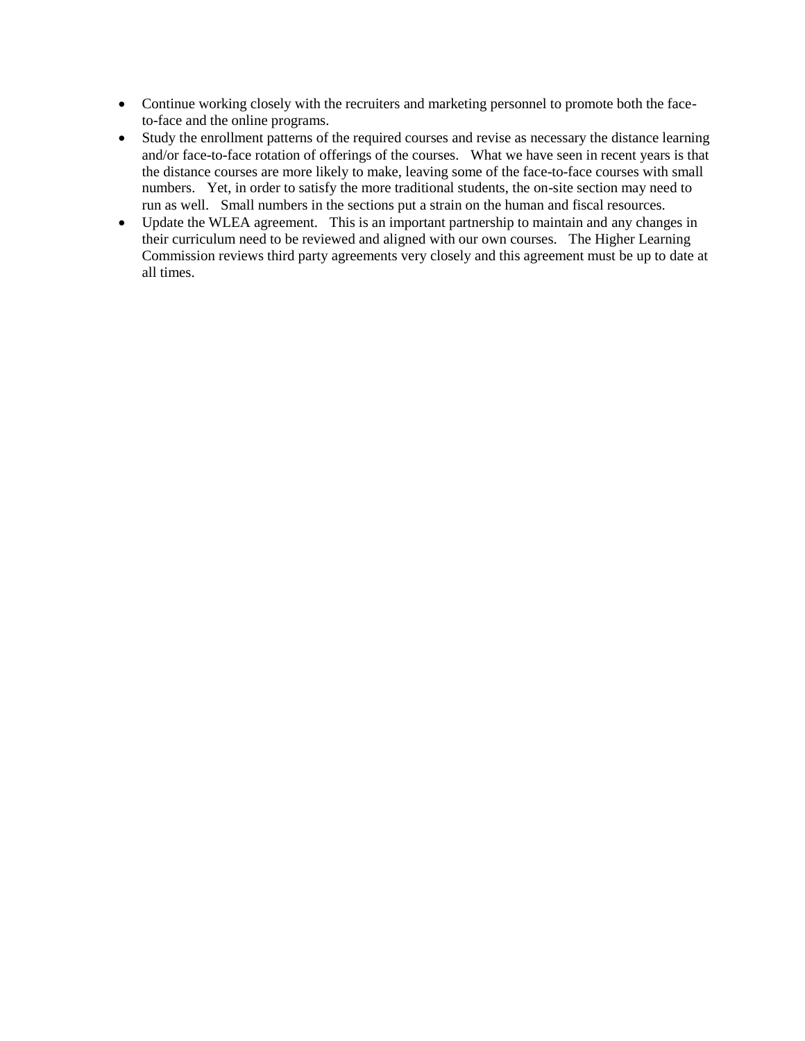- Continue working closely with the recruiters and marketing personnel to promote both the face-to-face and the online programs.
- Study the enrollment patterns of the required courses and revise as necessary the distance learning and/or face-to-face rotation of offerings of the courses. What we have seen in recent years is that the distance courses are more likely to make, leaving some of the face-to-face courses with small numbers. Yet, in order to satisfy the more traditional students, the on-site section may need to run as well. Small numbers in the sections put a strain on the human and fiscal resources.
- Update the WLEA agreement. This is an important partnership to maintain and any changes in their curriculum need to be reviewed and aligned with our own courses. The Higher Learning Commission reviews third party agreements very closely and this agreement must be up to date at all times.